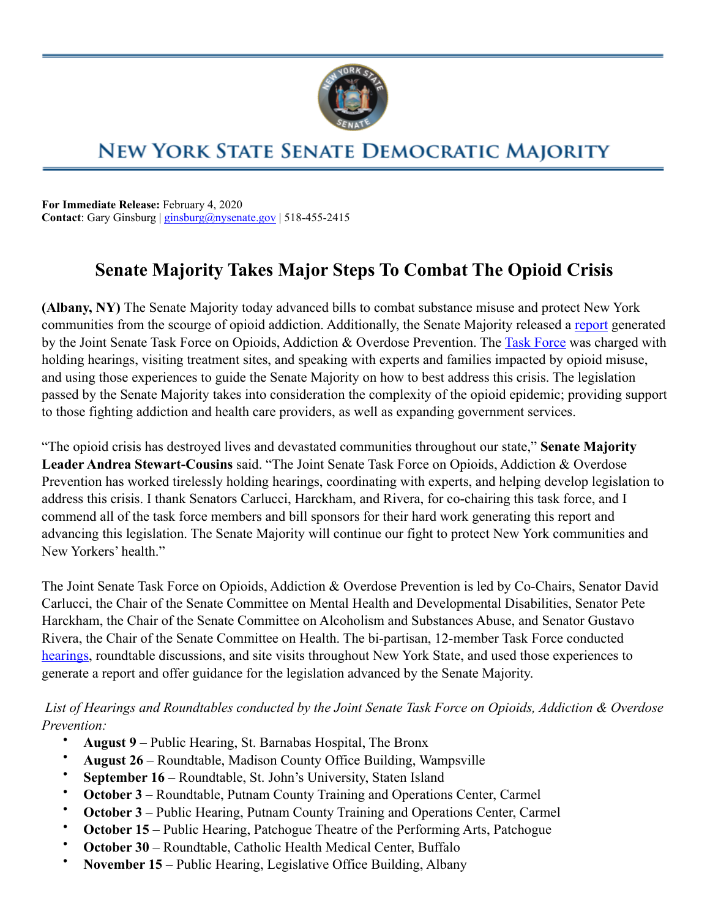# NEW YORK STATE SENATE DEMOCRATIC MAJORITY

**For Immediate Release:** February 4, 2020
**Contact**: Gary Ginsburg | ginsburg@nysenate.gov | 518-455-2415

## Senate Majority Takes Major Steps To Combat The Opioid Crisis

**(Albany, NY)** The Senate Majority today advanced bills to combat substance misuse and protect New York communities from the scourge of opioid addiction. Additionally, the Senate Majority released a report generated by the Joint Senate Task Force on Opioids, Addiction & Overdose Prevention. The Task Force was charged with holding hearings, visiting treatment sites, and speaking with experts and families impacted by opioid misuse, and using those experiences to guide the Senate Majority on how to best address this crisis. The legislation passed by the Senate Majority takes into consideration the complexity of the opioid epidemic; providing support to those fighting addiction and health care providers, as well as expanding government services.

"The opioid crisis has destroyed lives and devastated communities throughout our state," **Senate Majority Leader Andrea Stewart-Cousins** said. "The Joint Senate Task Force on Opioids, Addiction & Overdose Prevention has worked tirelessly holding hearings, coordinating with experts, and helping develop legislation to address this crisis. I thank Senators Carlucci, Harckham, and Rivera, for co-chairing this task force, and I commend all of the task force members and bill sponsors for their hard work generating this report and advancing this legislation. The Senate Majority will continue our fight to protect New York communities and New Yorkers' health."

The Joint Senate Task Force on Opioids, Addiction & Overdose Prevention is led by Co-Chairs, Senator David Carlucci, the Chair of the Senate Committee on Mental Health and Developmental Disabilities, Senator Pete Harckham, the Chair of the Senate Committee on Alcoholism and Substances Abuse, and Senator Gustavo Rivera, the Chair of the Senate Committee on Health. The bi-partisan, 12-member Task Force conducted hearings, roundtable discussions, and site visits throughout New York State, and used those experiences to generate a report and offer guidance for the legislation advanced by the Senate Majority.

*List of Hearings and Roundtables conducted by the Joint Senate Task Force on Opioids, Addiction & Overdose Prevention:*

- **August 9** – Public Hearing, St. Barnabas Hospital, The Bronx
- **August 26** – Roundtable, Madison County Office Building, Wampsville
- **September 16** – Roundtable, St. John's University, Staten Island
- **October 3** – Roundtable, Putnam County Training and Operations Center, Carmel
- **October 3** – Public Hearing, Putnam County Training and Operations Center, Carmel
- **October 15** – Public Hearing, Patchogue Theatre of the Performing Arts, Patchogue
- **October 30** – Roundtable, Catholic Health Medical Center, Buffalo
- **November 15** – Public Hearing, Legislative Office Building, Albany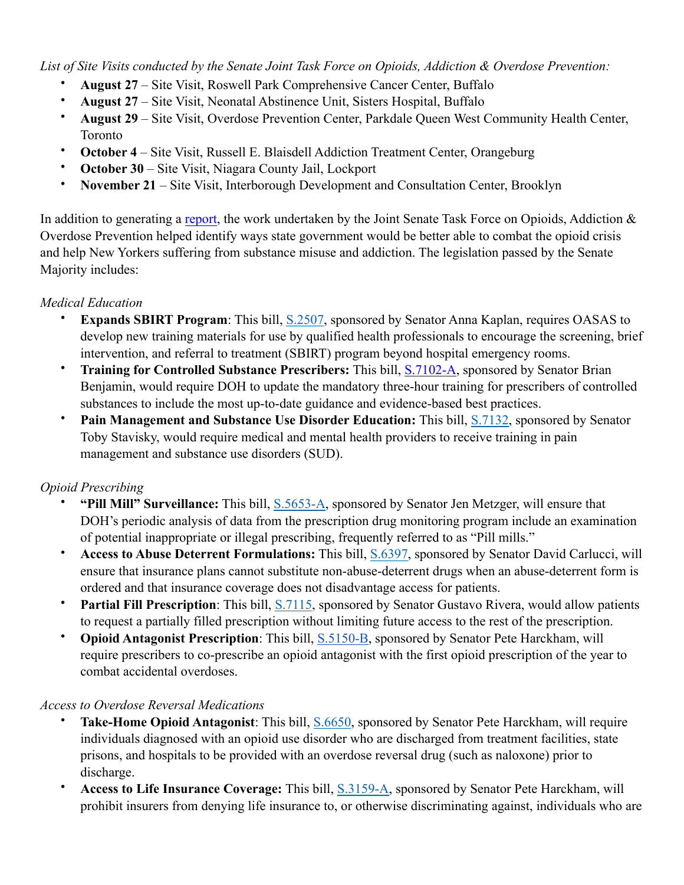*List of Site Visits conducted by the Senate Joint Task Force on Opioids, Addiction & Overdose Prevention:*

- **August 27** – Site Visit, Roswell Park Comprehensive Cancer Center, Buffalo
- **August 27** – Site Visit, Neonatal Abstinence Unit, Sisters Hospital, Buffalo
- **August 29** – Site Visit, Overdose Prevention Center, Parkdale Queen West Community Health Center, Toronto
- **October 4** – Site Visit, Russell E. Blaisdell Addiction Treatment Center, Orangeburg
- **October 30** – Site Visit, Niagara County Jail, Lockport
- **November 21** – Site Visit, Interborough Development and Consultation Center, Brooklyn

In addition to generating a report, the work undertaken by the Joint Senate Task Force on Opioids, Addiction & Overdose Prevention helped identify ways state government would be better able to combat the opioid crisis and help New Yorkers suffering from substance misuse and addiction. The legislation passed by the Senate Majority includes:

*Medical Education*

- **Expands SBIRT Program**: This bill, S.2507, sponsored by Senator Anna Kaplan, requires OASAS to develop new training materials for use by qualified health professionals to encourage the screening, brief intervention, and referral to treatment (SBIRT) program beyond hospital emergency rooms.
- **Training for Controlled Substance Prescribers:** This bill, S.7102-A, sponsored by Senator Brian Benjamin, would require DOH to update the mandatory three-hour training for prescribers of controlled substances to include the most up-to-date guidance and evidence-based best practices.
- **Pain Management and Substance Use Disorder Education:** This bill, S.7132, sponsored by Senator Toby Stavisky, would require medical and mental health providers to receive training in pain management and substance use disorders (SUD).

*Opioid Prescribing*

- **"Pill Mill" Surveillance:** This bill, S.5653-A, sponsored by Senator Jen Metzger, will ensure that DOH's periodic analysis of data from the prescription drug monitoring program include an examination of potential inappropriate or illegal prescribing, frequently referred to as "Pill mills."
- **Access to Abuse Deterrent Formulations:** This bill, S.6397, sponsored by Senator David Carlucci, will ensure that insurance plans cannot substitute non-abuse-deterrent drugs when an abuse-deterrent form is ordered and that insurance coverage does not disadvantage access for patients.
- **Partial Fill Prescription**: This bill, S.7115, sponsored by Senator Gustavo Rivera, would allow patients to request a partially filled prescription without limiting future access to the rest of the prescription.
- **Opioid Antagonist Prescription**: This bill, S.5150-B, sponsored by Senator Pete Harckham, will require prescribers to co-prescribe an opioid antagonist with the first opioid prescription of the year to combat accidental overdoses.

*Access to Overdose Reversal Medications*

- **Take-Home Opioid Antagonist**: This bill, S.6650, sponsored by Senator Pete Harckham, will require individuals diagnosed with an opioid use disorder who are discharged from treatment facilities, state prisons, and hospitals to be provided with an overdose reversal drug (such as naloxone) prior to discharge.
- **Access to Life Insurance Coverage:** This bill, S.3159-A, sponsored by Senator Pete Harckham, will prohibit insurers from denying life insurance to, or otherwise discriminating against, individuals who are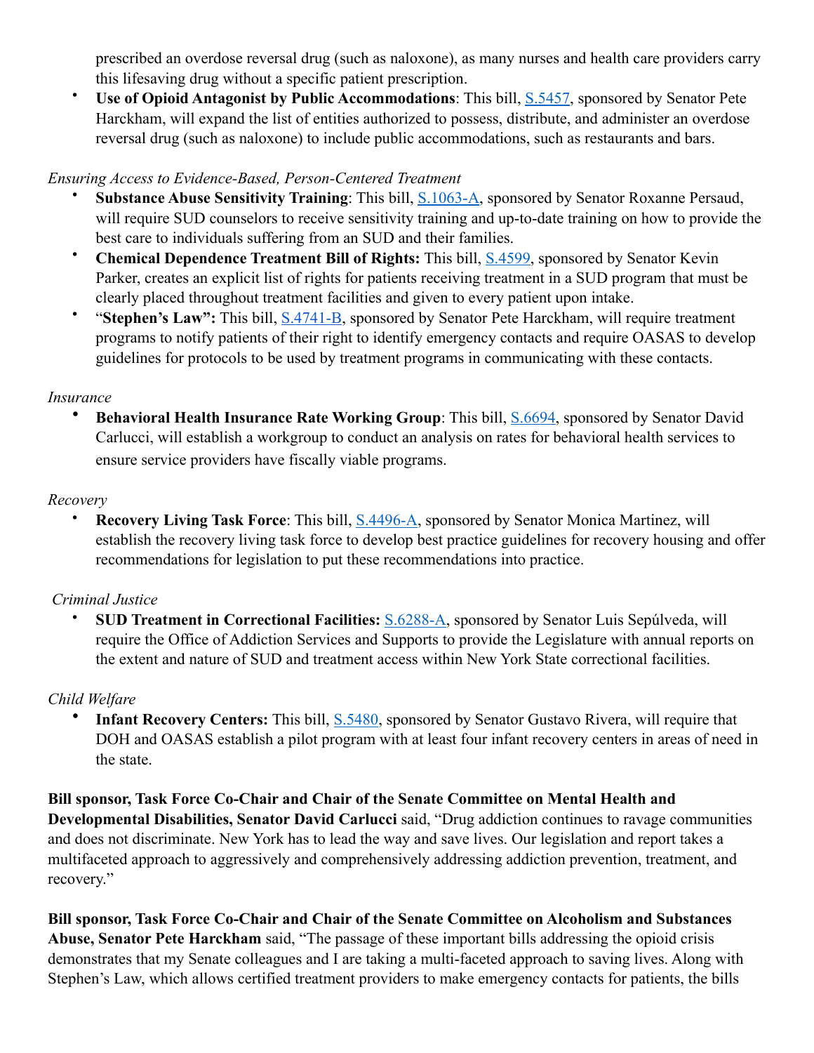prescribed an overdose reversal drug (such as naloxone), as many nurses and health care providers carry this lifesaving drug without a specific patient prescription.

- **Use of Opioid Antagonist by Public Accommodations**: This bill, [S.5457](), sponsored by Senator Pete Harckham, will expand the list of entities authorized to possess, distribute, and administer an overdose reversal drug (such as naloxone) to include public accommodations, such as restaurants and bars.

*Ensuring Access to Evidence-Based, Person-Centered Treatment*

- **Substance Abuse Sensitivity Training**: This bill, [S.1063-A](), sponsored by Senator Roxanne Persaud, will require SUD counselors to receive sensitivity training and up-to-date training on how to provide the best care to individuals suffering from an SUD and their families.
- **Chemical Dependence Treatment Bill of Rights:** This bill, [S.4599](), sponsored by Senator Kevin Parker, creates an explicit list of rights for patients receiving treatment in a SUD program that must be clearly placed throughout treatment facilities and given to every patient upon intake.
- "**Stephen's Law":** This bill, [S.4741-B](), sponsored by Senator Pete Harckham, will require treatment programs to notify patients of their right to identify emergency contacts and require OASAS to develop guidelines for protocols to be used by treatment programs in communicating with these contacts.

*Insurance*

- **Behavioral Health Insurance Rate Working Group**: This bill, [S.6694](), sponsored by Senator David Carlucci, will establish a workgroup to conduct an analysis on rates for behavioral health services to ensure service providers have fiscally viable programs.

*Recovery*

- **Recovery Living Task Force**: This bill, [S.4496-A](), sponsored by Senator Monica Martinez, will establish the recovery living task force to develop best practice guidelines for recovery housing and offer recommendations for legislation to put these recommendations into practice.

*Criminal Justice*

- **SUD Treatment in Correctional Facilities:** [S.6288-A](), sponsored by Senator Luis Sepúlveda, will require the Office of Addiction Services and Supports to provide the Legislature with annual reports on the extent and nature of SUD and treatment access within New York State correctional facilities.

*Child Welfare*

- **Infant Recovery Centers:** This bill, [S.5480](), sponsored by Senator Gustavo Rivera, will require that DOH and OASAS establish a pilot program with at least four infant recovery centers in areas of need in the state.

**Bill sponsor, Task Force Co-Chair and Chair of the Senate Committee on Mental Health and Developmental Disabilities, Senator David Carlucci** said, "Drug addiction continues to ravage communities and does not discriminate. New York has to lead the way and save lives. Our legislation and report takes a multifaceted approach to aggressively and comprehensively addressing addiction prevention, treatment, and recovery."

**Bill sponsor, Task Force Co-Chair and Chair of the Senate Committee on Alcoholism and Substances Abuse, Senator Pete Harckham** said, "The passage of these important bills addressing the opioid crisis demonstrates that my Senate colleagues and I are taking a multi-faceted approach to saving lives. Along with Stephen's Law, which allows certified treatment providers to make emergency contacts for patients, the bills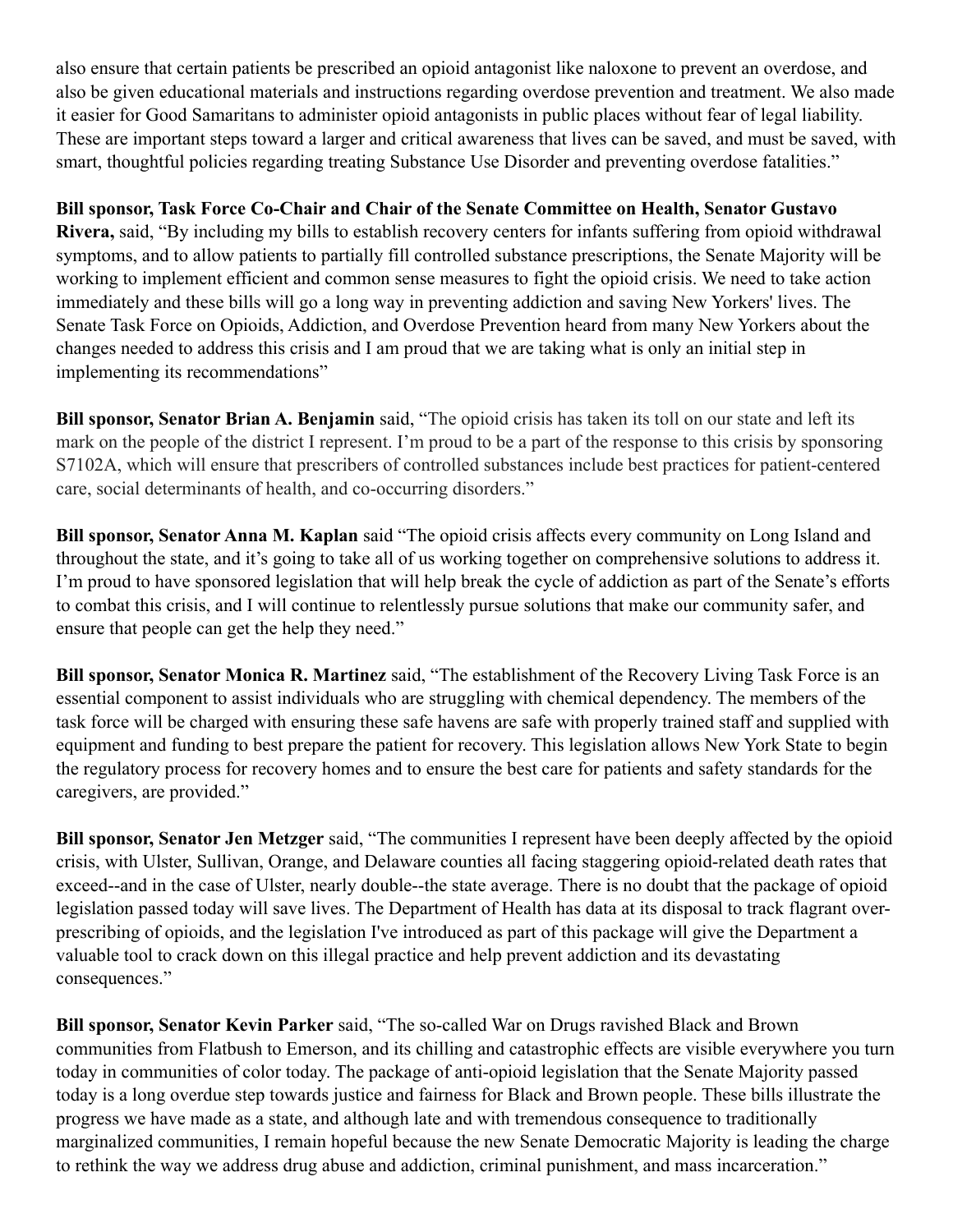also ensure that certain patients be prescribed an opioid antagonist like naloxone to prevent an overdose, and also be given educational materials and instructions regarding overdose prevention and treatment. We also made it easier for Good Samaritans to administer opioid antagonists in public places without fear of legal liability. These are important steps toward a larger and critical awareness that lives can be saved, and must be saved, with smart, thoughtful policies regarding treating Substance Use Disorder and preventing overdose fatalities."

**Bill sponsor, Task Force Co-Chair and Chair of the Senate Committee on Health, Senator Gustavo Rivera,** said, "By including my bills to establish recovery centers for infants suffering from opioid withdrawal symptoms, and to allow patients to partially fill controlled substance prescriptions, the Senate Majority will be working to implement efficient and common sense measures to fight the opioid crisis. We need to take action immediately and these bills will go a long way in preventing addiction and saving New Yorkers' lives. The Senate Task Force on Opioids, Addiction, and Overdose Prevention heard from many New Yorkers about the changes needed to address this crisis and I am proud that we are taking what is only an initial step in implementing its recommendations"

**Bill sponsor, Senator Brian A. Benjamin** said, "The opioid crisis has taken its toll on our state and left its mark on the people of the district I represent. I'm proud to be a part of the response to this crisis by sponsoring S7102A, which will ensure that prescribers of controlled substances include best practices for patient-centered care, social determinants of health, and co-occurring disorders."

**Bill sponsor, Senator Anna M. Kaplan** said "The opioid crisis affects every community on Long Island and throughout the state, and it's going to take all of us working together on comprehensive solutions to address it. I'm proud to have sponsored legislation that will help break the cycle of addiction as part of the Senate's efforts to combat this crisis, and I will continue to relentlessly pursue solutions that make our community safer, and ensure that people can get the help they need."

**Bill sponsor, Senator Monica R. Martinez** said, "The establishment of the Recovery Living Task Force is an essential component to assist individuals who are struggling with chemical dependency. The members of the task force will be charged with ensuring these safe havens are safe with properly trained staff and supplied with equipment and funding to best prepare the patient for recovery. This legislation allows New York State to begin the regulatory process for recovery homes and to ensure the best care for patients and safety standards for the caregivers, are provided."

**Bill sponsor, Senator Jen Metzger** said, "The communities I represent have been deeply affected by the opioid crisis, with Ulster, Sullivan, Orange, and Delaware counties all facing staggering opioid-related death rates that exceed--and in the case of Ulster, nearly double--the state average. There is no doubt that the package of opioid legislation passed today will save lives. The Department of Health has data at its disposal to track flagrant over-prescribing of opioids, and the legislation I've introduced as part of this package will give the Department a valuable tool to crack down on this illegal practice and help prevent addiction and its devastating consequences."

**Bill sponsor, Senator Kevin Parker** said, "The so-called War on Drugs ravished Black and Brown communities from Flatbush to Emerson, and its chilling and catastrophic effects are visible everywhere you turn today in communities of color today. The package of anti-opioid legislation that the Senate Majority passed today is a long overdue step towards justice and fairness for Black and Brown people. These bills illustrate the progress we have made as a state, and although late and with tremendous consequence to traditionally marginalized communities, I remain hopeful because the new Senate Democratic Majority is leading the charge to rethink the way we address drug abuse and addiction, criminal punishment, and mass incarceration."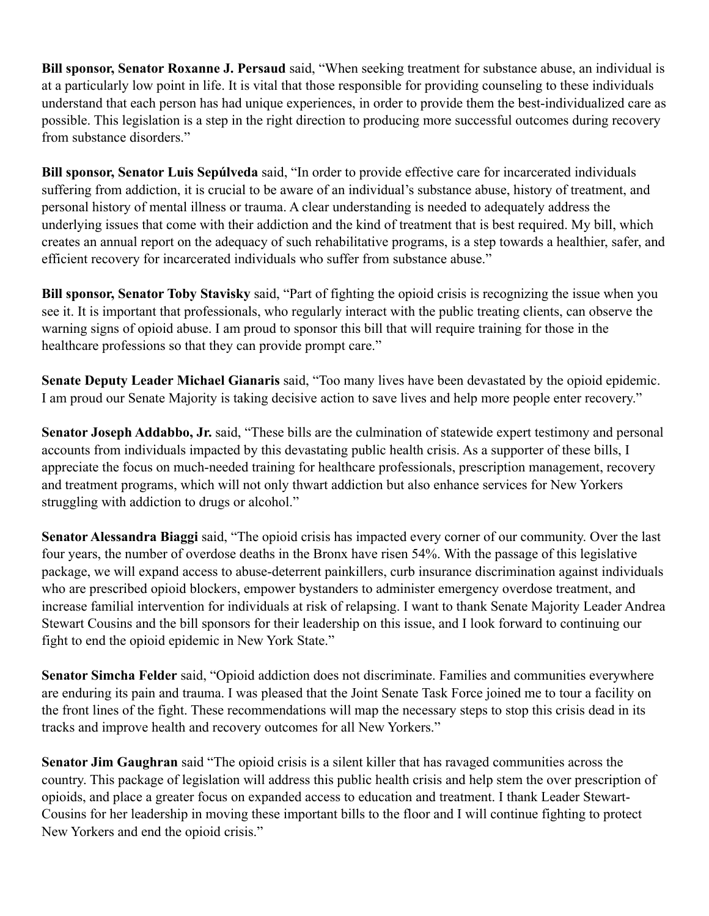**Bill sponsor, Senator Roxanne J. Persaud** said, “When seeking treatment for substance abuse, an individual is at a particularly low point in life. It is vital that those responsible for providing counseling to these individuals understand that each person has had unique experiences, in order to provide them the best-individualized care as possible. This legislation is a step in the right direction to producing more successful outcomes during recovery from substance disorders.”

**Bill sponsor, Senator Luis Sepúlveda** said, “In order to provide effective care for incarcerated individuals suffering from addiction, it is crucial to be aware of an individual’s substance abuse, history of treatment, and personal history of mental illness or trauma. A clear understanding is needed to adequately address the underlying issues that come with their addiction and the kind of treatment that is best required. My bill, which creates an annual report on the adequacy of such rehabilitative programs, is a step towards a healthier, safer, and efficient recovery for incarcerated individuals who suffer from substance abuse.”

**Bill sponsor, Senator Toby Stavisky** said, “Part of fighting the opioid crisis is recognizing the issue when you see it. It is important that professionals, who regularly interact with the public treating clients, can observe the warning signs of opioid abuse. I am proud to sponsor this bill that will require training for those in the healthcare professions so that they can provide prompt care.”

**Senate Deputy Leader Michael Gianaris** said, “Too many lives have been devastated by the opioid epidemic. I am proud our Senate Majority is taking decisive action to save lives and help more people enter recovery.”

**Senator Joseph Addabbo, Jr.** said, “These bills are the culmination of statewide expert testimony and personal accounts from individuals impacted by this devastating public health crisis. As a supporter of these bills, I appreciate the focus on much-needed training for healthcare professionals, prescription management, recovery and treatment programs, which will not only thwart addiction but also enhance services for New Yorkers struggling with addiction to drugs or alcohol.”

**Senator Alessandra Biaggi** said, “The opioid crisis has impacted every corner of our community. Over the last four years, the number of overdose deaths in the Bronx have risen 54%. With the passage of this legislative package, we will expand access to abuse-deterrent painkillers, curb insurance discrimination against individuals who are prescribed opioid blockers, empower bystanders to administer emergency overdose treatment, and increase familial intervention for individuals at risk of relapsing. I want to thank Senate Majority Leader Andrea Stewart Cousins and the bill sponsors for their leadership on this issue, and I look forward to continuing our fight to end the opioid epidemic in New York State.”

**Senator Simcha Felder** said, “Opioid addiction does not discriminate. Families and communities everywhere are enduring its pain and trauma. I was pleased that the Joint Senate Task Force joined me to tour a facility on the front lines of the fight. These recommendations will map the necessary steps to stop this crisis dead in its tracks and improve health and recovery outcomes for all New Yorkers.”

**Senator Jim Gaughran** said “The opioid crisis is a silent killer that has ravaged communities across the country. This package of legislation will address this public health crisis and help stem the over prescription of opioids, and place a greater focus on expanded access to education and treatment. I thank Leader Stewart-Cousins for her leadership in moving these important bills to the floor and I will continue fighting to protect New Yorkers and end the opioid crisis.”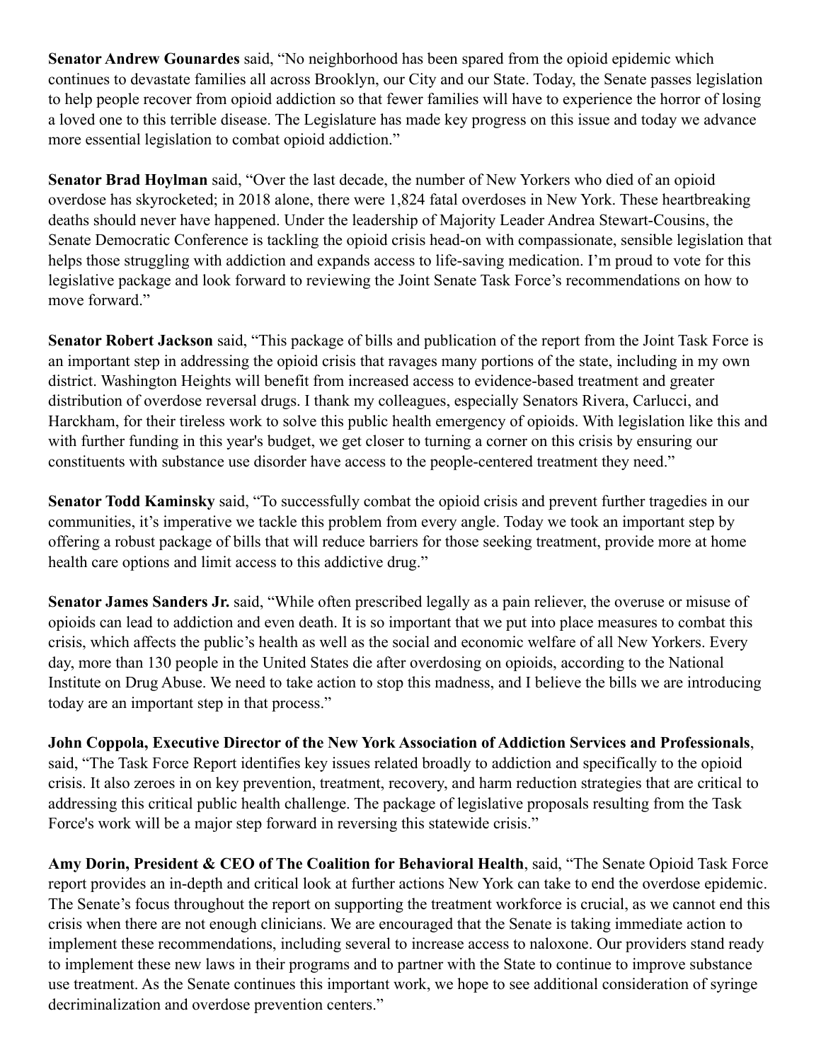**Senator Andrew Gounardes** said, "No neighborhood has been spared from the opioid epidemic which continues to devastate families all across Brooklyn, our City and our State. Today, the Senate passes legislation to help people recover from opioid addiction so that fewer families will have to experience the horror of losing a loved one to this terrible disease. The Legislature has made key progress on this issue and today we advance more essential legislation to combat opioid addiction."

**Senator Brad Hoylman** said, "Over the last decade, the number of New Yorkers who died of an opioid overdose has skyrocketed; in 2018 alone, there were 1,824 fatal overdoses in New York. These heartbreaking deaths should never have happened. Under the leadership of Majority Leader Andrea Stewart-Cousins, the Senate Democratic Conference is tackling the opioid crisis head-on with compassionate, sensible legislation that helps those struggling with addiction and expands access to life-saving medication. I'm proud to vote for this legislative package and look forward to reviewing the Joint Senate Task Force's recommendations on how to move forward."

**Senator Robert Jackson** said, "This package of bills and publication of the report from the Joint Task Force is an important step in addressing the opioid crisis that ravages many portions of the state, including in my own district. Washington Heights will benefit from increased access to evidence-based treatment and greater distribution of overdose reversal drugs. I thank my colleagues, especially Senators Rivera, Carlucci, and Harckham, for their tireless work to solve this public health emergency of opioids. With legislation like this and with further funding in this year's budget, we get closer to turning a corner on this crisis by ensuring our constituents with substance use disorder have access to the people-centered treatment they need."

**Senator Todd Kaminsky** said, "To successfully combat the opioid crisis and prevent further tragedies in our communities, it's imperative we tackle this problem from every angle. Today we took an important step by offering a robust package of bills that will reduce barriers for those seeking treatment, provide more at home health care options and limit access to this addictive drug."

**Senator James Sanders Jr.** said, "While often prescribed legally as a pain reliever, the overuse or misuse of opioids can lead to addiction and even death. It is so important that we put into place measures to combat this crisis, which affects the public's health as well as the social and economic welfare of all New Yorkers. Every day, more than 130 people in the United States die after overdosing on opioids, according to the National Institute on Drug Abuse. We need to take action to stop this madness, and I believe the bills we are introducing today are an important step in that process."

**John Coppola, Executive Director of the New York Association of Addiction Services and Professionals**, said, "The Task Force Report identifies key issues related broadly to addiction and specifically to the opioid crisis. It also zeroes in on key prevention, treatment, recovery, and harm reduction strategies that are critical to addressing this critical public health challenge. The package of legislative proposals resulting from the Task Force's work will be a major step forward in reversing this statewide crisis."

**Amy Dorin, President & CEO of The Coalition for Behavioral Health**, said, "The Senate Opioid Task Force report provides an in-depth and critical look at further actions New York can take to end the overdose epidemic. The Senate's focus throughout the report on supporting the treatment workforce is crucial, as we cannot end this crisis when there are not enough clinicians. We are encouraged that the Senate is taking immediate action to implement these recommendations, including several to increase access to naloxone. Our providers stand ready to implement these new laws in their programs and to partner with the State to continue to improve substance use treatment. As the Senate continues this important work, we hope to see additional consideration of syringe decriminalization and overdose prevention centers."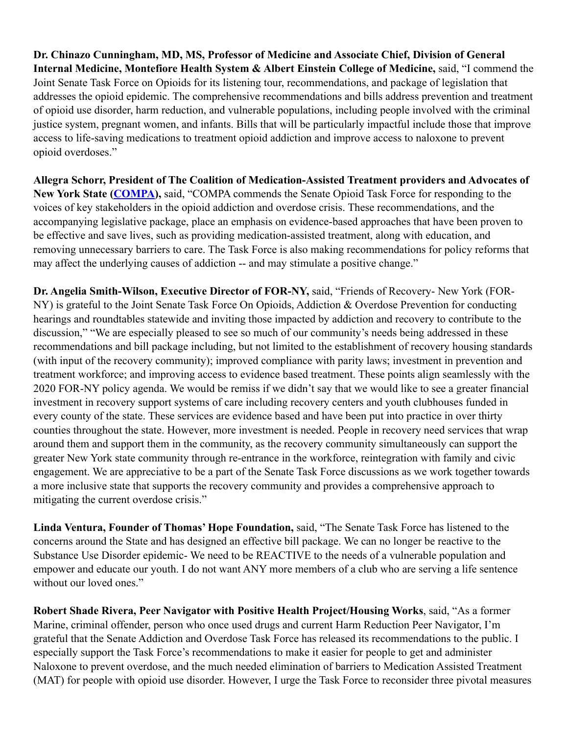**Dr. Chinazo Cunningham, MD, MS, Professor of Medicine and Associate Chief, Division of General Internal Medicine, Montefiore Health System & Albert Einstein College of Medicine,** said, "I commend the Joint Senate Task Force on Opioids for its listening tour, recommendations, and package of legislation that addresses the opioid epidemic. The comprehensive recommendations and bills address prevention and treatment of opioid use disorder, harm reduction, and vulnerable populations, including people involved with the criminal justice system, pregnant women, and infants. Bills that will be particularly impactful include those that improve access to life-saving medications to treatment opioid addiction and improve access to naloxone to prevent opioid overdoses."

**Allegra Schorr, President of The Coalition of Medication-Assisted Treatment providers and Advocates of New York State (COMPA),** said, "COMPA commends the Senate Opioid Task Force for responding to the voices of key stakeholders in the opioid addiction and overdose crisis. These recommendations, and the accompanying legislative package, place an emphasis on evidence-based approaches that have been proven to be effective and save lives, such as providing medication-assisted treatment, along with education, and removing unnecessary barriers to care. The Task Force is also making recommendations for policy reforms that may affect the underlying causes of addiction -- and may stimulate a positive change."

**Dr. Angelia Smith-Wilson, Executive Director of FOR-NY,** said, "Friends of Recovery- New York (FOR-NY) is grateful to the Joint Senate Task Force On Opioids, Addiction & Overdose Prevention for conducting hearings and roundtables statewide and inviting those impacted by addiction and recovery to contribute to the discussion," "We are especially pleased to see so much of our community's needs being addressed in these recommendations and bill package including, but not limited to the establishment of recovery housing standards (with input of the recovery community); improved compliance with parity laws; investment in prevention and treatment workforce; and improving access to evidence based treatment. These points align seamlessly with the 2020 FOR-NY policy agenda. We would be remiss if we didn't say that we would like to see a greater financial investment in recovery support systems of care including recovery centers and youth clubhouses funded in every county of the state. These services are evidence based and have been put into practice in over thirty counties throughout the state. However, more investment is needed. People in recovery need services that wrap around them and support them in the community, as the recovery community simultaneously can support the greater New York state community through re-entrance in the workforce, reintegration with family and civic engagement. We are appreciative to be a part of the Senate Task Force discussions as we work together towards a more inclusive state that supports the recovery community and provides a comprehensive approach to mitigating the current overdose crisis."

**Linda Ventura, Founder of Thomas' Hope Foundation,** said, "The Senate Task Force has listened to the concerns around the State and has designed an effective bill package. We can no longer be reactive to the Substance Use Disorder epidemic- We need to be REACTIVE to the needs of a vulnerable population and empower and educate our youth. I do not want ANY more members of a club who are serving a life sentence without our loved ones."

**Robert Shade Rivera, Peer Navigator with Positive Health Project/Housing Works**, said, "As a former Marine, criminal offender, person who once used drugs and current Harm Reduction Peer Navigator, I'm grateful that the Senate Addiction and Overdose Task Force has released its recommendations to the public. I especially support the Task Force's recommendations to make it easier for people to get and administer Naloxone to prevent overdose, and the much needed elimination of barriers to Medication Assisted Treatment (MAT) for people with opioid use disorder. However, I urge the Task Force to reconsider three pivotal measures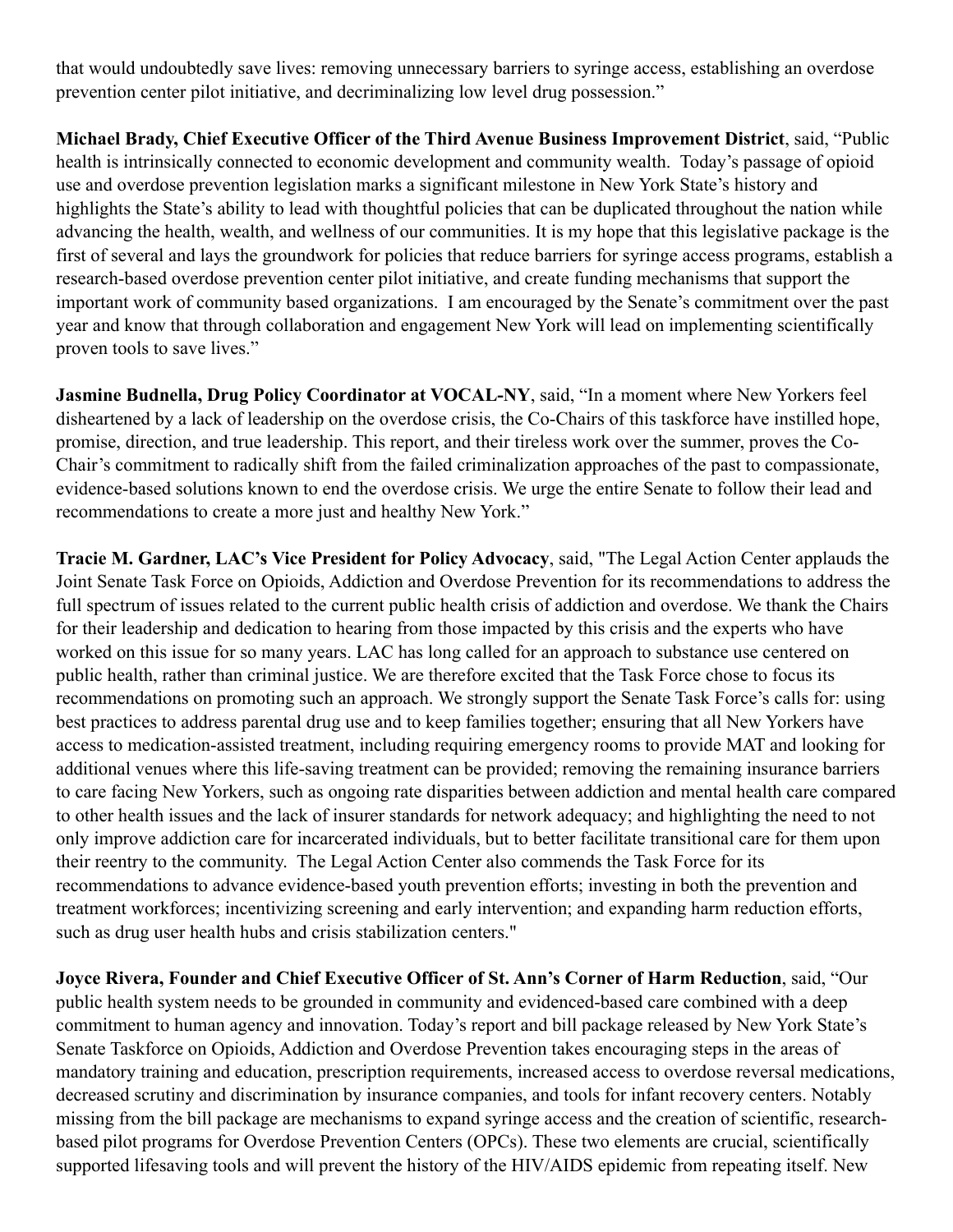that would undoubtedly save lives: removing unnecessary barriers to syringe access, establishing an overdose prevention center pilot initiative, and decriminalizing low level drug possession."

**Michael Brady, Chief Executive Officer of the Third Avenue Business Improvement District**, said, "Public health is intrinsically connected to economic development and community wealth. Today's passage of opioid use and overdose prevention legislation marks a significant milestone in New York State's history and highlights the State's ability to lead with thoughtful policies that can be duplicated throughout the nation while advancing the health, wealth, and wellness of our communities. It is my hope that this legislative package is the first of several and lays the groundwork for policies that reduce barriers for syringe access programs, establish a research-based overdose prevention center pilot initiative, and create funding mechanisms that support the important work of community based organizations. I am encouraged by the Senate's commitment over the past year and know that through collaboration and engagement New York will lead on implementing scientifically proven tools to save lives."

**Jasmine Budnella, Drug Policy Coordinator at VOCAL-NY**, said, "In a moment where New Yorkers feel disheartened by a lack of leadership on the overdose crisis, the Co-Chairs of this taskforce have instilled hope, promise, direction, and true leadership. This report, and their tireless work over the summer, proves the Co-Chair's commitment to radically shift from the failed criminalization approaches of the past to compassionate, evidence-based solutions known to end the overdose crisis. We urge the entire Senate to follow their lead and recommendations to create a more just and healthy New York."

**Tracie M. Gardner, LAC's Vice President for Policy Advocacy**, said, "The Legal Action Center applauds the Joint Senate Task Force on Opioids, Addiction and Overdose Prevention for its recommendations to address the full spectrum of issues related to the current public health crisis of addiction and overdose. We thank the Chairs for their leadership and dedication to hearing from those impacted by this crisis and the experts who have worked on this issue for so many years. LAC has long called for an approach to substance use centered on public health, rather than criminal justice. We are therefore excited that the Task Force chose to focus its recommendations on promoting such an approach. We strongly support the Senate Task Force's calls for: using best practices to address parental drug use and to keep families together; ensuring that all New Yorkers have access to medication-assisted treatment, including requiring emergency rooms to provide MAT and looking for additional venues where this life-saving treatment can be provided; removing the remaining insurance barriers to care facing New Yorkers, such as ongoing rate disparities between addiction and mental health care compared to other health issues and the lack of insurer standards for network adequacy; and highlighting the need to not only improve addiction care for incarcerated individuals, but to better facilitate transitional care for them upon their reentry to the community. The Legal Action Center also commends the Task Force for its recommendations to advance evidence-based youth prevention efforts; investing in both the prevention and treatment workforces; incentivizing screening and early intervention; and expanding harm reduction efforts, such as drug user health hubs and crisis stabilization centers."

**Joyce Rivera, Founder and Chief Executive Officer of St. Ann's Corner of Harm Reduction**, said, "Our public health system needs to be grounded in community and evidenced-based care combined with a deep commitment to human agency and innovation. Today's report and bill package released by New York State's Senate Taskforce on Opioids, Addiction and Overdose Prevention takes encouraging steps in the areas of mandatory training and education, prescription requirements, increased access to overdose reversal medications, decreased scrutiny and discrimination by insurance companies, and tools for infant recovery centers. Notably missing from the bill package are mechanisms to expand syringe access and the creation of scientific, research-based pilot programs for Overdose Prevention Centers (OPCs). These two elements are crucial, scientifically supported lifesaving tools and will prevent the history of the HIV/AIDS epidemic from repeating itself. New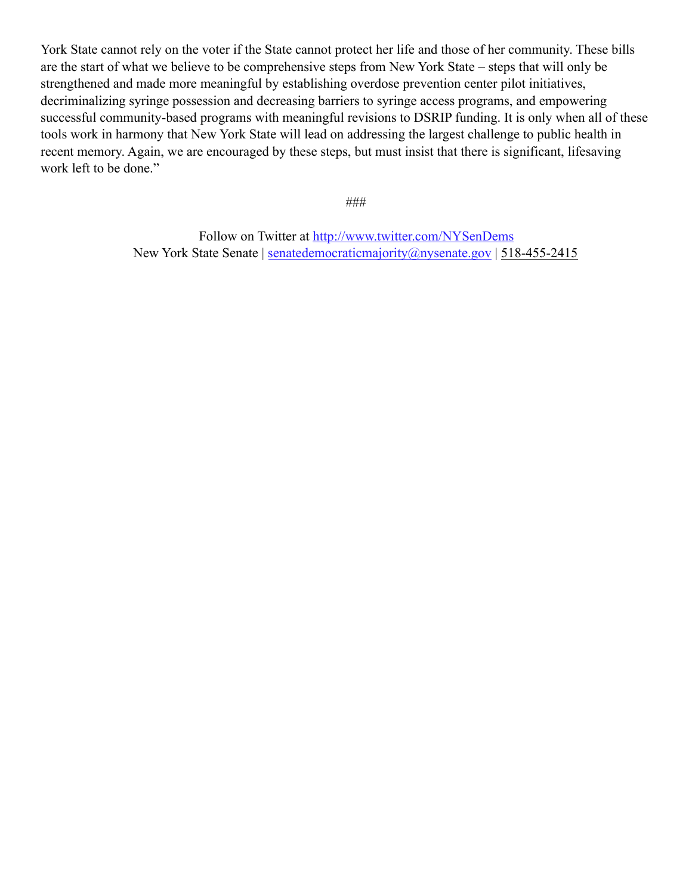York State cannot rely on the voter if the State cannot protect her life and those of her community. These bills are the start of what we believe to be comprehensive steps from New York State – steps that will only be strengthened and made more meaningful by establishing overdose prevention center pilot initiatives, decriminalizing syringe possession and decreasing barriers to syringe access programs, and empowering successful community-based programs with meaningful revisions to DSRIP funding. It is only when all of these tools work in harmony that New York State will lead on addressing the largest challenge to public health in recent memory. Again, we are encouraged by these steps, but must insist that there is significant, lifesaving work left to be done."

###

Follow on Twitter at http://www.twitter.com/NYSenDems
New York State Senate | senatedemocraticmajority@nysenate.gov | 518-455-2415